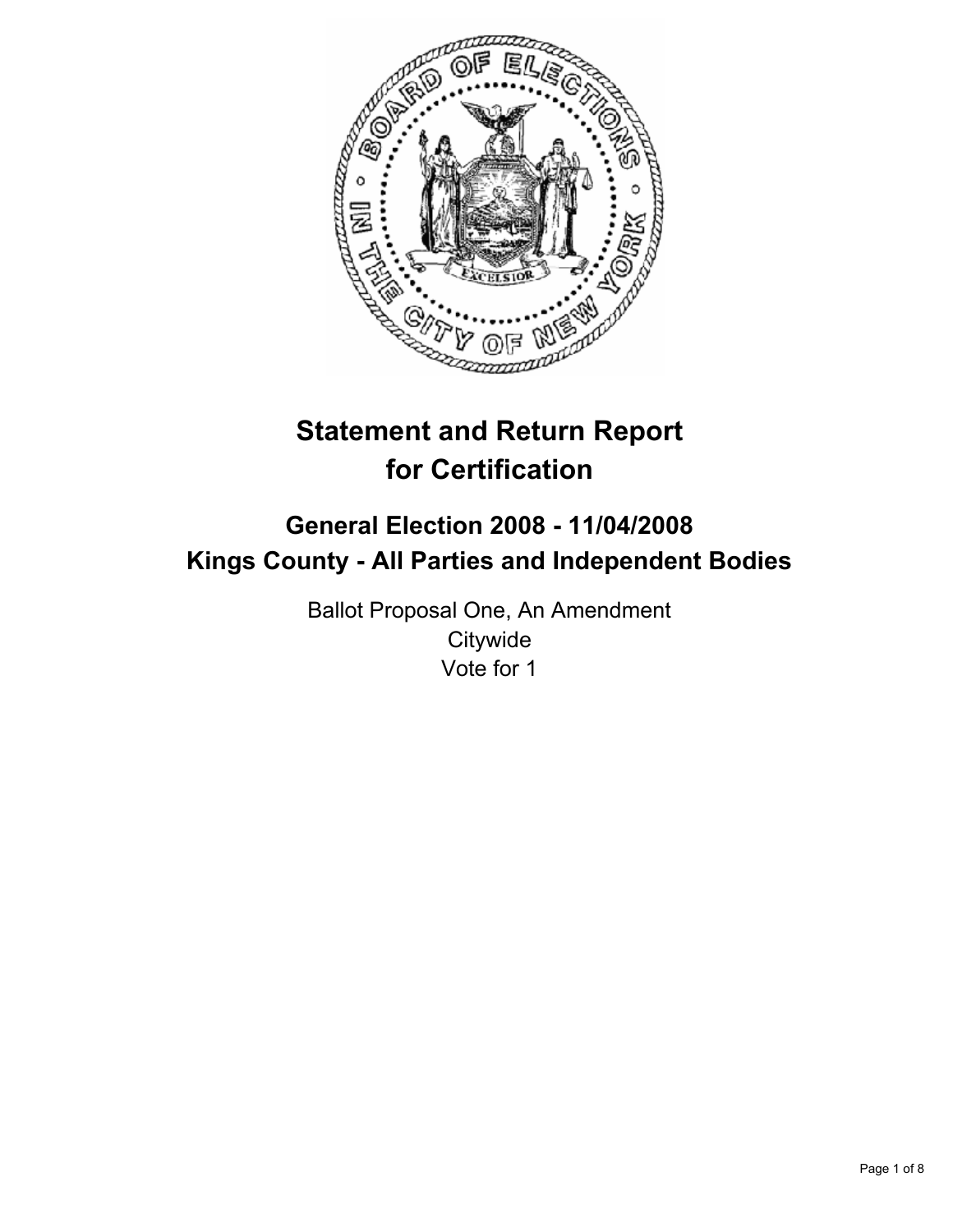# Statement and Return Report for Certification

## General Election 2008 - 11/04/2008
## Kings County - All Parties and Independent Bodies

Ballot Proposal One, An Amendment
Citywide
Vote for 1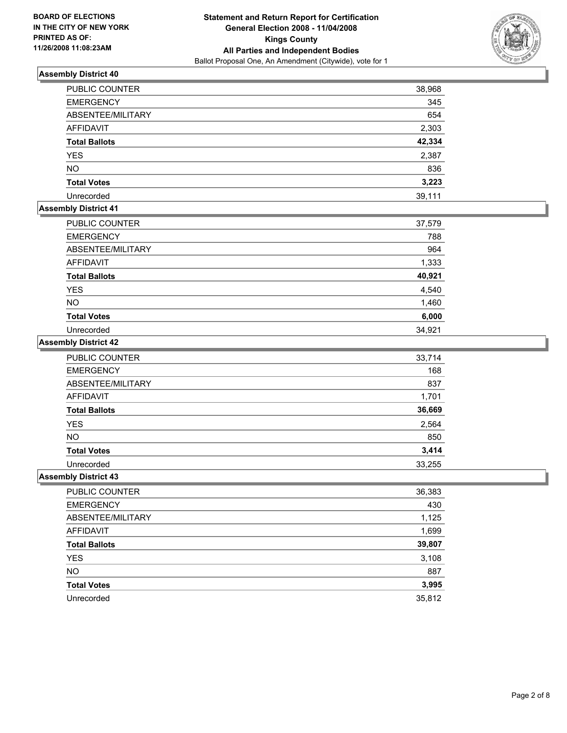**BOARD OF ELECTIONS IN THE CITY OF NEW YORK PRINTED AS OF: 11/26/2008 11:08:23AM**

**Statement and Return Report for Certification General Election 2008 - 11/04/2008 Kings County All Parties and Independent Bodies**

Ballot Proposal One, An Amendment (Citywide), vote for 1

### Assembly District 40

| | |
|---|---|
| PUBLIC COUNTER | 38,968 |
| EMERGENCY | 345 |
| ABSENTEE/MILITARY | 654 |
| AFFIDAVIT | 2,303 |
| **Total Ballots** | **42,334** |
| YES | 2,387 |
| NO | 836 |
| **Total Votes** | **3,223** |
| Unrecorded | 39,111 |

### Assembly District 41

| | |
|---|---|
| PUBLIC COUNTER | 37,579 |
| EMERGENCY | 788 |
| ABSENTEE/MILITARY | 964 |
| AFFIDAVIT | 1,333 |
| **Total Ballots** | **40,921** |
| YES | 4,540 |
| NO | 1,460 |
| **Total Votes** | **6,000** |
| Unrecorded | 34,921 |

### Assembly District 42

| | |
|---|---|
| PUBLIC COUNTER | 33,714 |
| EMERGENCY | 168 |
| ABSENTEE/MILITARY | 837 |
| AFFIDAVIT | 1,701 |
| **Total Ballots** | **36,669** |
| YES | 2,564 |
| NO | 850 |
| **Total Votes** | **3,414** |
| Unrecorded | 33,255 |

### Assembly District 43

| | |
|---|---|
| PUBLIC COUNTER | 36,383 |
| EMERGENCY | 430 |
| ABSENTEE/MILITARY | 1,125 |
| AFFIDAVIT | 1,699 |
| **Total Ballots** | **39,807** |
| YES | 3,108 |
| NO | 887 |
| **Total Votes** | **3,995** |
| Unrecorded | 35,812 |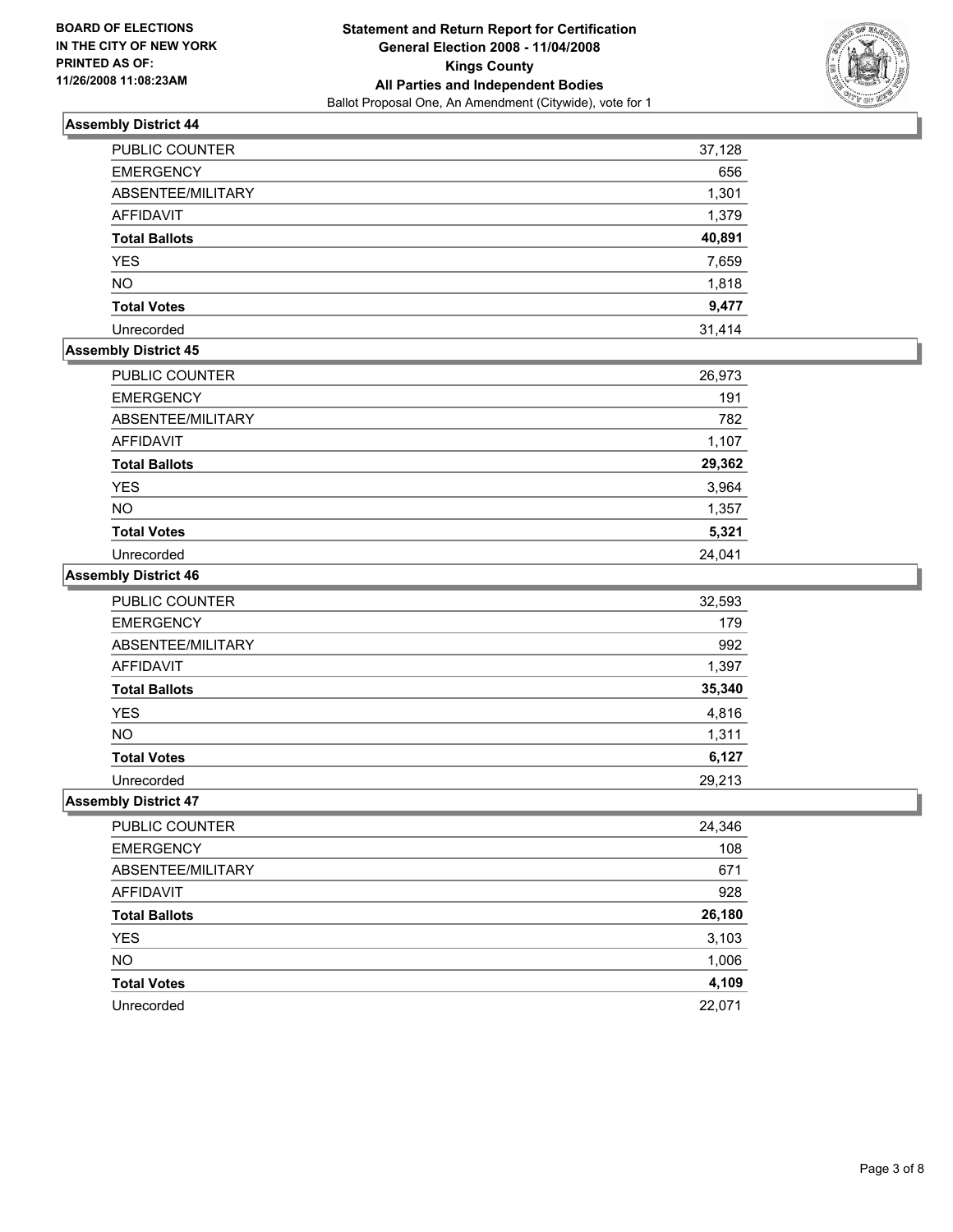**BOARD OF ELECTIONS IN THE CITY OF NEW YORK PRINTED AS OF: 11/26/2008 11:08:23AM**

**Statement and Return Report for Certification General Election 2008 - 11/04/2008 Kings County All Parties and Independent Bodies**

Ballot Proposal One, An Amendment (Citywide), vote for 1

### Assembly District 44

| | |
|---|---|
| PUBLIC COUNTER | 37,128 |
| EMERGENCY | 656 |
| ABSENTEE/MILITARY | 1,301 |
| AFFIDAVIT | 1,379 |
| **Total Ballots** | **40,891** |
| YES | 7,659 |
| NO | 1,818 |
| **Total Votes** | **9,477** |
| Unrecorded | 31,414 |

### Assembly District 45

| | |
|---|---|
| PUBLIC COUNTER | 26,973 |
| EMERGENCY | 191 |
| ABSENTEE/MILITARY | 782 |
| AFFIDAVIT | 1,107 |
| **Total Ballots** | **29,362** |
| YES | 3,964 |
| NO | 1,357 |
| **Total Votes** | **5,321** |
| Unrecorded | 24,041 |

### Assembly District 46

| | |
|---|---|
| PUBLIC COUNTER | 32,593 |
| EMERGENCY | 179 |
| ABSENTEE/MILITARY | 992 |
| AFFIDAVIT | 1,397 |
| **Total Ballots** | **35,340** |
| YES | 4,816 |
| NO | 1,311 |
| **Total Votes** | **6,127** |
| Unrecorded | 29,213 |

### Assembly District 47

| | |
|---|---|
| PUBLIC COUNTER | 24,346 |
| EMERGENCY | 108 |
| ABSENTEE/MILITARY | 671 |
| AFFIDAVIT | 928 |
| **Total Ballots** | **26,180** |
| YES | 3,103 |
| NO | 1,006 |
| **Total Votes** | **4,109** |
| Unrecorded | 22,071 |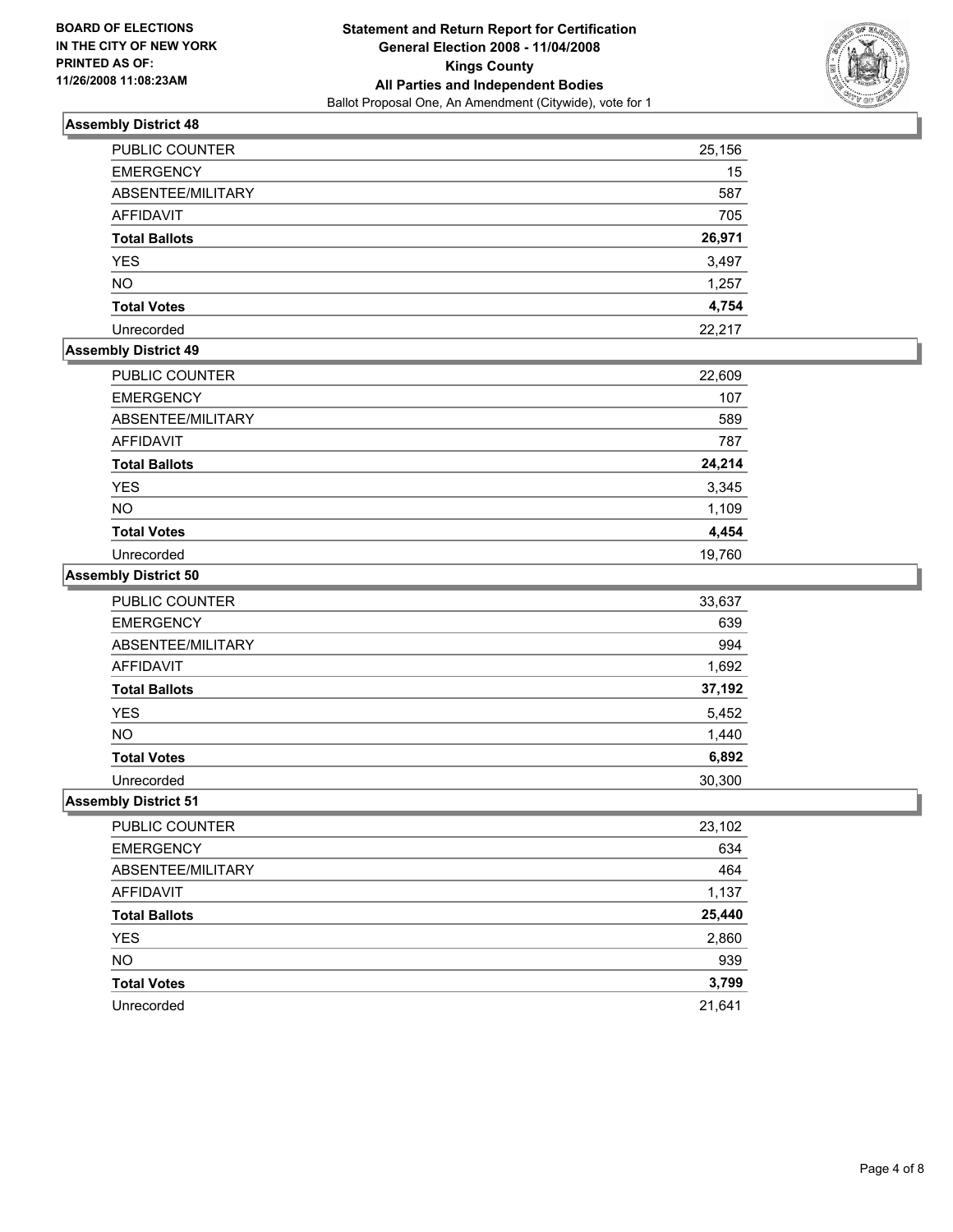**BOARD OF ELECTIONS IN THE CITY OF NEW YORK PRINTED AS OF: 11/26/2008 11:08:23AM**

**Statement and Return Report for Certification**
**General Election 2008 - 11/04/2008**
**Kings County**
**All Parties and Independent Bodies**
Ballot Proposal One, An Amendment (Citywide), vote for 1

## Assembly District 48

| | |
|---|---|
| PUBLIC COUNTER | 25,156 |
| EMERGENCY | 15 |
| ABSENTEE/MILITARY | 587 |
| AFFIDAVIT | 705 |
| **Total Ballots** | **26,971** |
| YES | 3,497 |
| NO | 1,257 |
| **Total Votes** | **4,754** |
| Unrecorded | 22,217 |

## Assembly District 49

| | |
|---|---|
| PUBLIC COUNTER | 22,609 |
| EMERGENCY | 107 |
| ABSENTEE/MILITARY | 589 |
| AFFIDAVIT | 787 |
| **Total Ballots** | **24,214** |
| YES | 3,345 |
| NO | 1,109 |
| **Total Votes** | **4,454** |
| Unrecorded | 19,760 |

## Assembly District 50

| | |
|---|---|
| PUBLIC COUNTER | 33,637 |
| EMERGENCY | 639 |
| ABSENTEE/MILITARY | 994 |
| AFFIDAVIT | 1,692 |
| **Total Ballots** | **37,192** |
| YES | 5,452 |
| NO | 1,440 |
| **Total Votes** | **6,892** |
| Unrecorded | 30,300 |

## Assembly District 51

| | |
|---|---|
| PUBLIC COUNTER | 23,102 |
| EMERGENCY | 634 |
| ABSENTEE/MILITARY | 464 |
| AFFIDAVIT | 1,137 |
| **Total Ballots** | **25,440** |
| YES | 2,860 |
| NO | 939 |
| **Total Votes** | **3,799** |
| Unrecorded | 21,641 |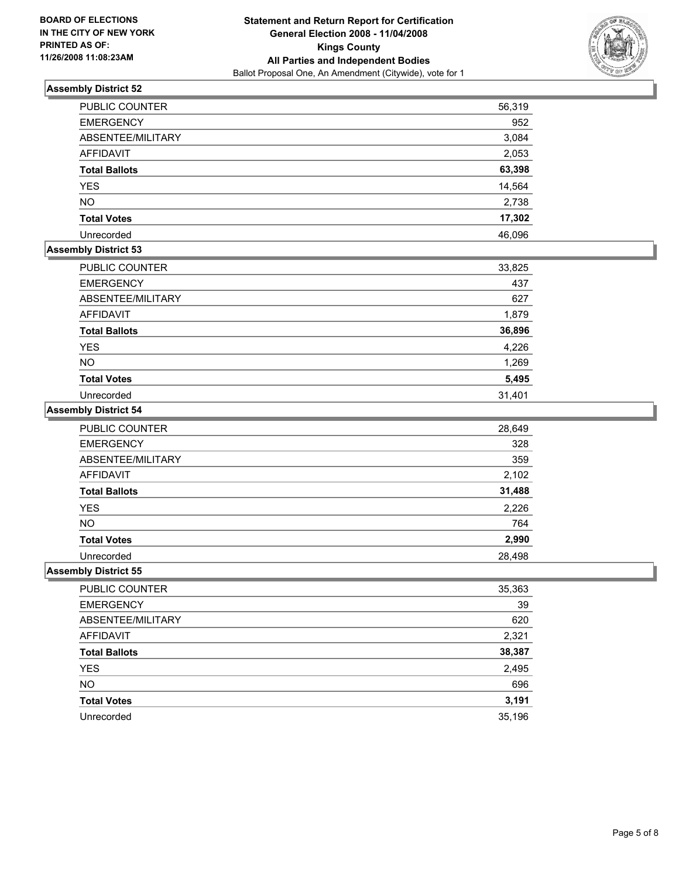**BOARD OF ELECTIONS IN THE CITY OF NEW YORK PRINTED AS OF: 11/26/2008 11:08:23AM**

**Statement and Return Report for Certification**
**General Election 2008 - 11/04/2008**
**Kings County**
**All Parties and Independent Bodies**
Ballot Proposal One, An Amendment (Citywide), vote for 1

### Assembly District 52

| | |
|---|---:|
| PUBLIC COUNTER | 56,319 |
| EMERGENCY | 952 |
| ABSENTEE/MILITARY | 3,084 |
| AFFIDAVIT | 2,053 |
| **Total Ballots** | **63,398** |
| YES | 14,564 |
| NO | 2,738 |
| **Total Votes** | **17,302** |
| Unrecorded | 46,096 |

### Assembly District 53

| | |
|---|---:|
| PUBLIC COUNTER | 33,825 |
| EMERGENCY | 437 |
| ABSENTEE/MILITARY | 627 |
| AFFIDAVIT | 1,879 |
| **Total Ballots** | **36,896** |
| YES | 4,226 |
| NO | 1,269 |
| **Total Votes** | **5,495** |
| Unrecorded | 31,401 |

### Assembly District 54

| | |
|---|---:|
| PUBLIC COUNTER | 28,649 |
| EMERGENCY | 328 |
| ABSENTEE/MILITARY | 359 |
| AFFIDAVIT | 2,102 |
| **Total Ballots** | **31,488** |
| YES | 2,226 |
| NO | 764 |
| **Total Votes** | **2,990** |
| Unrecorded | 28,498 |

### Assembly District 55

| | |
|---|---:|
| PUBLIC COUNTER | 35,363 |
| EMERGENCY | 39 |
| ABSENTEE/MILITARY | 620 |
| AFFIDAVIT | 2,321 |
| **Total Ballots** | **38,387** |
| YES | 2,495 |
| NO | 696 |
| **Total Votes** | **3,191** |
| Unrecorded | 35,196 |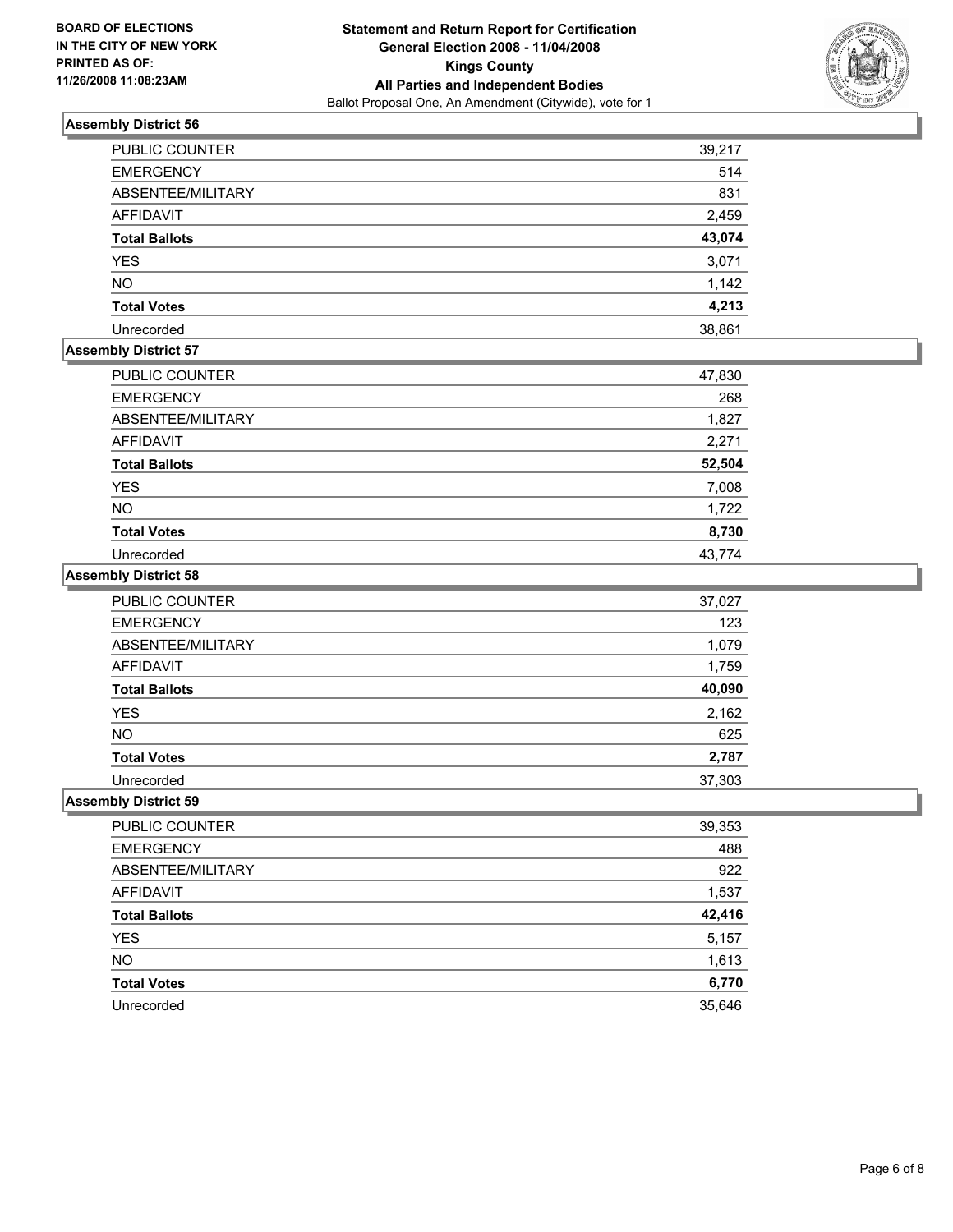**BOARD OF ELECTIONS IN THE CITY OF NEW YORK PRINTED AS OF: 11/26/2008 11:08:23AM**

**Statement and Return Report for Certification**
**General Election 2008 - 11/04/2008**
**Kings County**
**All Parties and Independent Bodies**
Ballot Proposal One, An Amendment (Citywide), vote for 1

### Assembly District 56

| | |
|---|---|
| PUBLIC COUNTER | 39,217 |
| EMERGENCY | 514 |
| ABSENTEE/MILITARY | 831 |
| AFFIDAVIT | 2,459 |
| **Total Ballots** | **43,074** |
| YES | 3,071 |
| NO | 1,142 |
| **Total Votes** | **4,213** |
| Unrecorded | 38,861 |

### Assembly District 57

| | |
|---|---|
| PUBLIC COUNTER | 47,830 |
| EMERGENCY | 268 |
| ABSENTEE/MILITARY | 1,827 |
| AFFIDAVIT | 2,271 |
| **Total Ballots** | **52,504** |
| YES | 7,008 |
| NO | 1,722 |
| **Total Votes** | **8,730** |
| Unrecorded | 43,774 |

### Assembly District 58

| | |
|---|---|
| PUBLIC COUNTER | 37,027 |
| EMERGENCY | 123 |
| ABSENTEE/MILITARY | 1,079 |
| AFFIDAVIT | 1,759 |
| **Total Ballots** | **40,090** |
| YES | 2,162 |
| NO | 625 |
| **Total Votes** | **2,787** |
| Unrecorded | 37,303 |

### Assembly District 59

| | |
|---|---|
| PUBLIC COUNTER | 39,353 |
| EMERGENCY | 488 |
| ABSENTEE/MILITARY | 922 |
| AFFIDAVIT | 1,537 |
| **Total Ballots** | **42,416** |
| YES | 5,157 |
| NO | 1,613 |
| **Total Votes** | **6,770** |
| Unrecorded | 35,646 |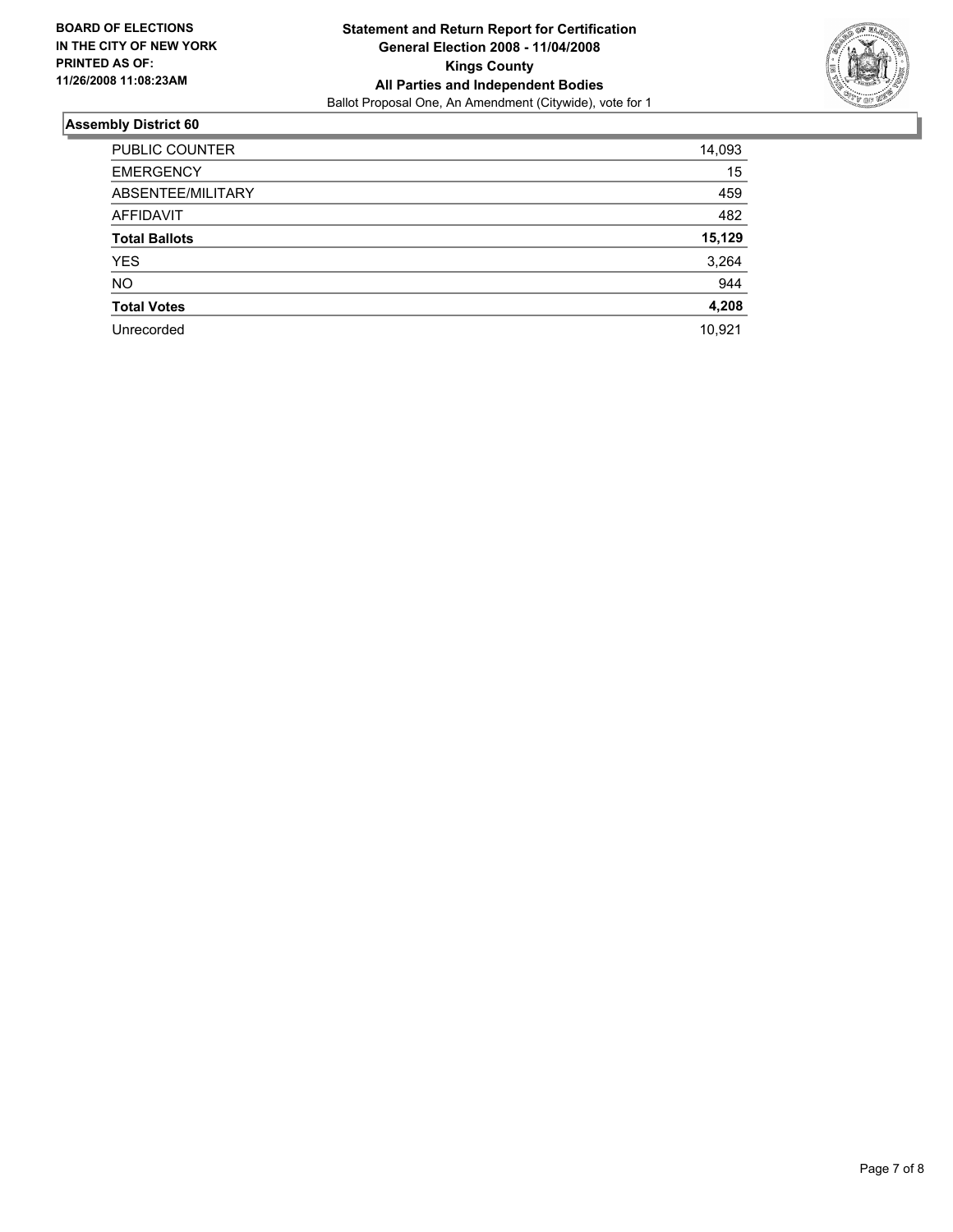**BOARD OF ELECTIONS**
**IN THE CITY OF NEW YORK**
**PRINTED AS OF:**
**11/26/2008 11:08:23AM**

**Statement and Return Report for Certification**
**General Election 2008 - 11/04/2008**
**Kings County**
**All Parties and Independent Bodies**
Ballot Proposal One, An Amendment (Citywide), vote for 1

## Assembly District 60

| | |
|---|---|
| PUBLIC COUNTER | 14,093 |
| EMERGENCY | 15 |
| ABSENTEE/MILITARY | 459 |
| AFFIDAVIT | 482 |
| **Total Ballots** | **15,129** |
| YES | 3,264 |
| NO | 944 |
| **Total Votes** | **4,208** |
| Unrecorded | 10,921 |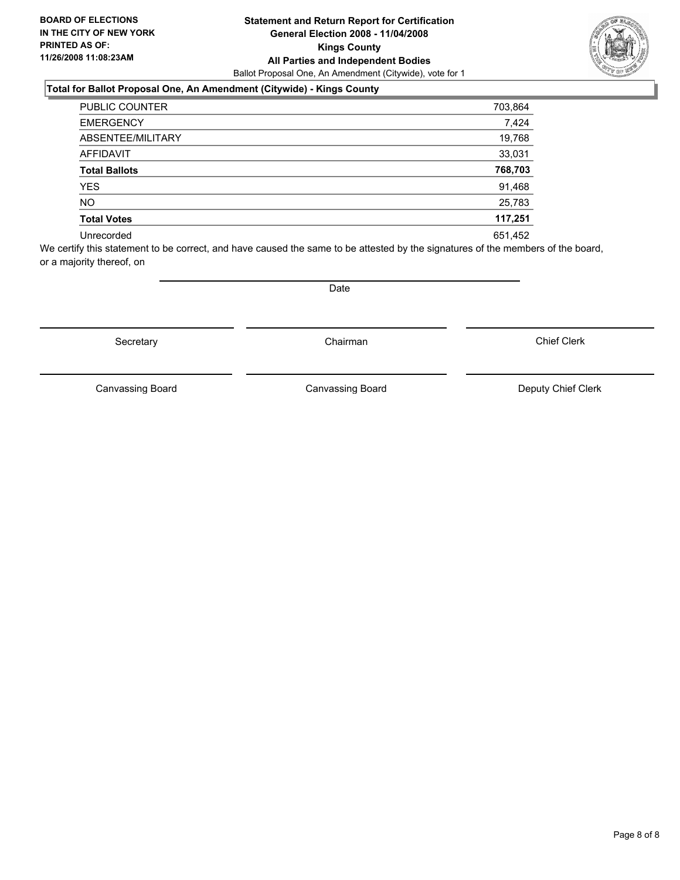**BOARD OF ELECTIONS IN THE CITY OF NEW YORK PRINTED AS OF: 11/26/2008 11:08:23AM**

**Statement and Return Report for Certification**
**General Election 2008 - 11/04/2008**
**Kings County**
**All Parties and Independent Bodies**
Ballot Proposal One, An Amendment (Citywide), vote for 1

**Total for Ballot Proposal One, An Amendment (Citywide) - Kings County**

| | |
|---|---|
| PUBLIC COUNTER | 703,864 |
| EMERGENCY | 7,424 |
| ABSENTEE/MILITARY | 19,768 |
| AFFIDAVIT | 33,031 |
| **Total Ballots** | **768,703** |
| YES | 91,468 |
| NO | 25,783 |
| **Total Votes** | **117,251** |
| Unrecorded | 651,452 |

We certify this statement to be correct, and have caused the same to be attested by the signatures of the members of the board, or a majority thereof, on

Date

Secretary | Chairman | Chief Clerk

Canvassing Board | Canvassing Board | Deputy Chief Clerk